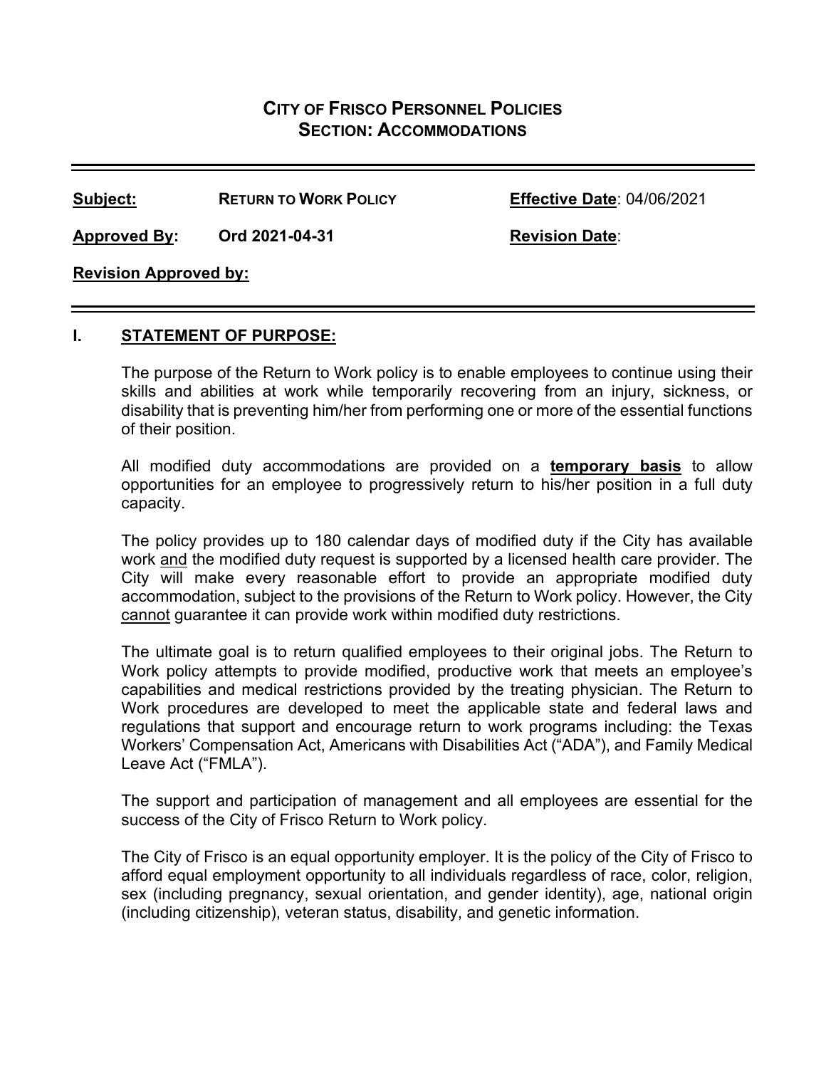# CITY OF FRISCO PERSONNEL POLICIES
## SECTION: ACCOMMODATIONS

**Subject:** **RETURN TO WORK POLICY** **Effective Date**: 04/06/2021

**Approved By:** **Ord 2021-04-31** **Revision Date**:

**Revision Approved by:**

## I. STATEMENT OF PURPOSE:

The purpose of the Return to Work policy is to enable employees to continue using their skills and abilities at work while temporarily recovering from an injury, sickness, or disability that is preventing him/her from performing one or more of the essential functions of their position.

All modified duty accommodations are provided on a **temporary basis** to allow opportunities for an employee to progressively return to his/her position in a full duty capacity.

The policy provides up to 180 calendar days of modified duty if the City has available work and the modified duty request is supported by a licensed health care provider. The City will make every reasonable effort to provide an appropriate modified duty accommodation, subject to the provisions of the Return to Work policy. However, the City cannot guarantee it can provide work within modified duty restrictions.

The ultimate goal is to return qualified employees to their original jobs. The Return to Work policy attempts to provide modified, productive work that meets an employee's capabilities and medical restrictions provided by the treating physician. The Return to Work procedures are developed to meet the applicable state and federal laws and regulations that support and encourage return to work programs including: the Texas Workers' Compensation Act, Americans with Disabilities Act ("ADA"), and Family Medical Leave Act ("FMLA").

The support and participation of management and all employees are essential for the success of the City of Frisco Return to Work policy.

The City of Frisco is an equal opportunity employer. It is the policy of the City of Frisco to afford equal employment opportunity to all individuals regardless of race, color, religion, sex (including pregnancy, sexual orientation, and gender identity), age, national origin (including citizenship), veteran status, disability, and genetic information.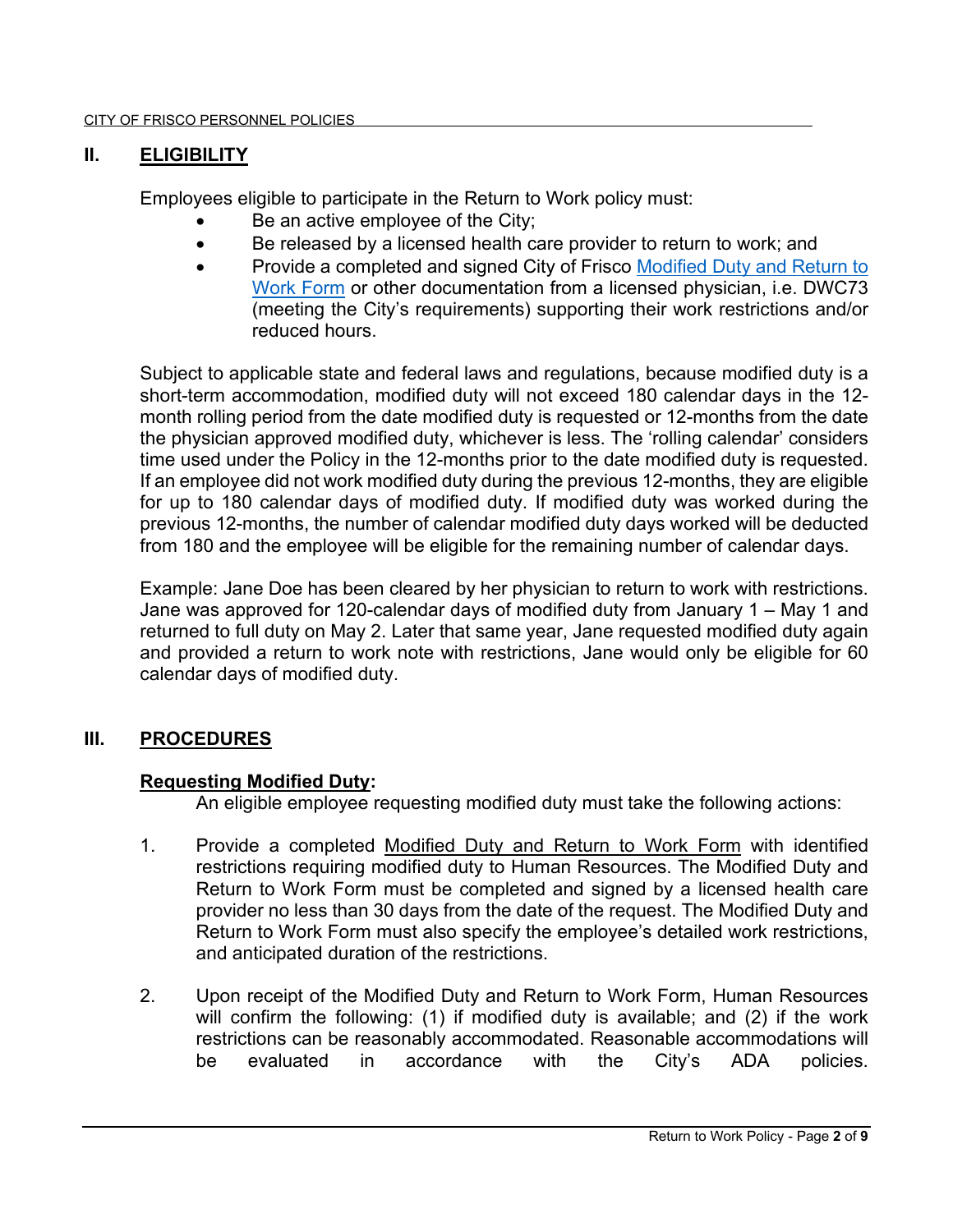## II. ELIGIBILITY

Employees eligible to participate in the Return to Work policy must:

- Be an active employee of the City;
- Be released by a licensed health care provider to return to work; and
- Provide a completed and signed City of Frisco Modified Duty and Return to Work Form or other documentation from a licensed physician, i.e. DWC73 (meeting the City's requirements) supporting their work restrictions and/or reduced hours.

Subject to applicable state and federal laws and regulations, because modified duty is a short-term accommodation, modified duty will not exceed 180 calendar days in the 12-month rolling period from the date modified duty is requested or 12-months from the date the physician approved modified duty, whichever is less. The 'rolling calendar' considers time used under the Policy in the 12-months prior to the date modified duty is requested. If an employee did not work modified duty during the previous 12-months, they are eligible for up to 180 calendar days of modified duty. If modified duty was worked during the previous 12-months, the number of calendar modified duty days worked will be deducted from 180 and the employee will be eligible for the remaining number of calendar days.

Example: Jane Doe has been cleared by her physician to return to work with restrictions. Jane was approved for 120-calendar days of modified duty from January 1 – May 1 and returned to full duty on May 2. Later that same year, Jane requested modified duty again and provided a return to work note with restrictions, Jane would only be eligible for 60 calendar days of modified duty.

## III. PROCEDURES

**Requesting Modified Duty:**

An eligible employee requesting modified duty must take the following actions:

1. Provide a completed Modified Duty and Return to Work Form with identified restrictions requiring modified duty to Human Resources. The Modified Duty and Return to Work Form must be completed and signed by a licensed health care provider no less than 30 days from the date of the request. The Modified Duty and Return to Work Form must also specify the employee's detailed work restrictions, and anticipated duration of the restrictions.

2. Upon receipt of the Modified Duty and Return to Work Form, Human Resources will confirm the following: (1) if modified duty is available; and (2) if the work restrictions can be reasonably accommodated. Reasonable accommodations will be evaluated in accordance with the City's ADA policies.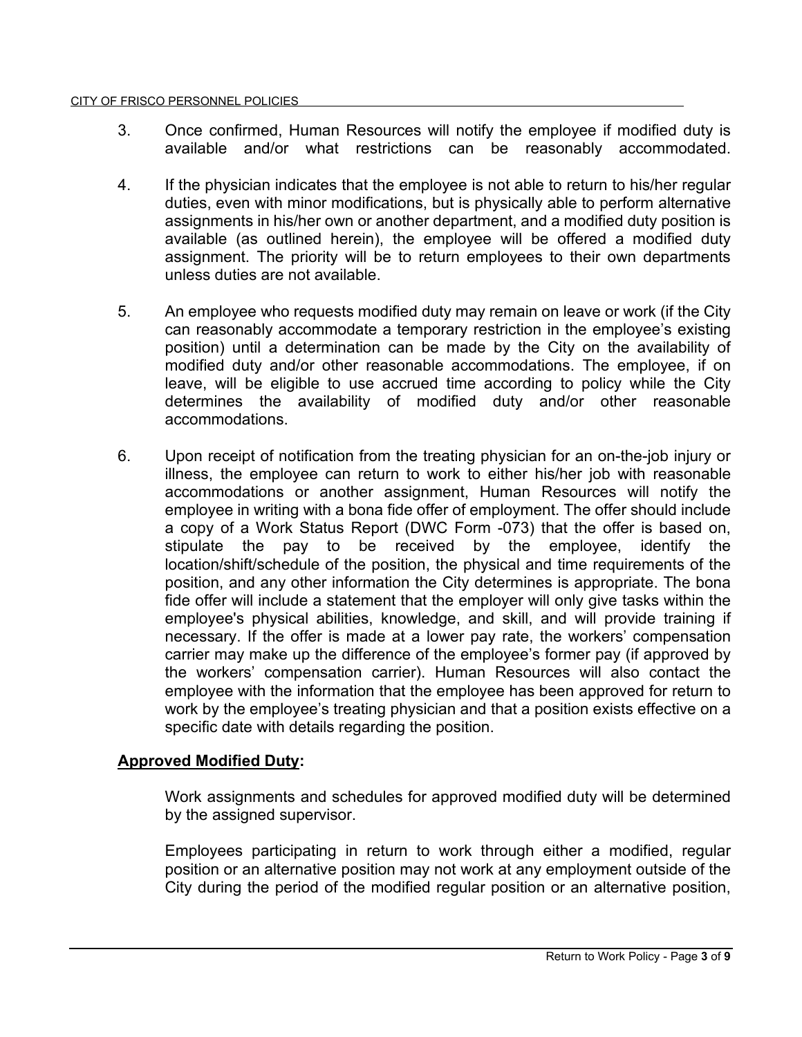3. Once confirmed, Human Resources will notify the employee if modified duty is available and/or what restrictions can be reasonably accommodated.

4. If the physician indicates that the employee is not able to return to his/her regular duties, even with minor modifications, but is physically able to perform alternative assignments in his/her own or another department, and a modified duty position is available (as outlined herein), the employee will be offered a modified duty assignment. The priority will be to return employees to their own departments unless duties are not available.

5. An employee who requests modified duty may remain on leave or work (if the City can reasonably accommodate a temporary restriction in the employee's existing position) until a determination can be made by the City on the availability of modified duty and/or other reasonable accommodations. The employee, if on leave, will be eligible to use accrued time according to policy while the City determines the availability of modified duty and/or other reasonable accommodations.

6. Upon receipt of notification from the treating physician for an on-the-job injury or illness, the employee can return to work to either his/her job with reasonable accommodations or another assignment, Human Resources will notify the employee in writing with a bona fide offer of employment. The offer should include a copy of a Work Status Report (DWC Form -073) that the offer is based on, stipulate the pay to be received by the employee, identify the location/shift/schedule of the position, the physical and time requirements of the position, and any other information the City determines is appropriate. The bona fide offer will include a statement that the employer will only give tasks within the employee's physical abilities, knowledge, and skill, and will provide training if necessary. If the offer is made at a lower pay rate, the workers' compensation carrier may make up the difference of the employee's former pay (if approved by the workers' compensation carrier). Human Resources will also contact the employee with the information that the employee has been approved for return to work by the employee's treating physician and that a position exists effective on a specific date with details regarding the position.

**Approved Modified Duty:**

Work assignments and schedules for approved modified duty will be determined by the assigned supervisor.

Employees participating in return to work through either a modified, regular position or an alternative position may not work at any employment outside of the City during the period of the modified regular position or an alternative position,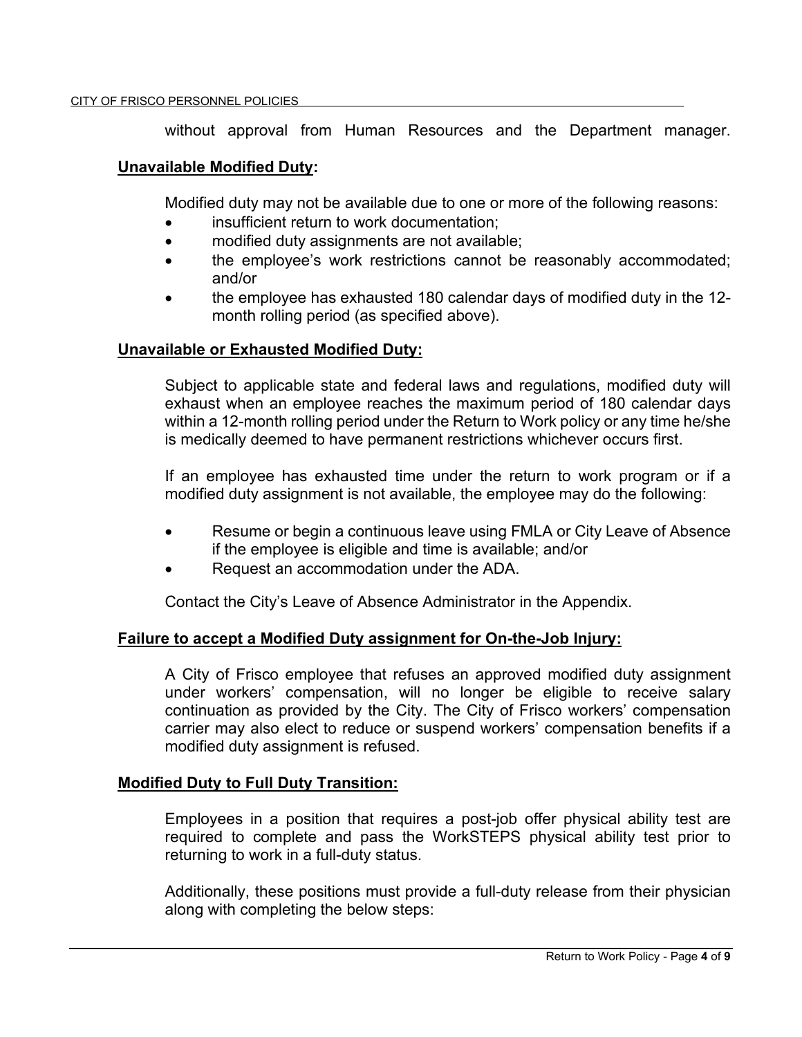without approval from Human Resources and the Department manager.

**Unavailable Modified Duty:**

Modified duty may not be available due to one or more of the following reasons:

- insufficient return to work documentation;
- modified duty assignments are not available;
- the employee's work restrictions cannot be reasonably accommodated; and/or
- the employee has exhausted 180 calendar days of modified duty in the 12-month rolling period (as specified above).

**Unavailable or Exhausted Modified Duty:**

Subject to applicable state and federal laws and regulations, modified duty will exhaust when an employee reaches the maximum period of 180 calendar days within a 12-month rolling period under the Return to Work policy or any time he/she is medically deemed to have permanent restrictions whichever occurs first.

If an employee has exhausted time under the return to work program or if a modified duty assignment is not available, the employee may do the following:

- Resume or begin a continuous leave using FMLA or City Leave of Absence if the employee is eligible and time is available; and/or
- Request an accommodation under the ADA.

Contact the City's Leave of Absence Administrator in the Appendix.

**Failure to accept a Modified Duty assignment for On-the-Job Injury:**

A City of Frisco employee that refuses an approved modified duty assignment under workers' compensation, will no longer be eligible to receive salary continuation as provided by the City. The City of Frisco workers' compensation carrier may also elect to reduce or suspend workers' compensation benefits if a modified duty assignment is refused.

**Modified Duty to Full Duty Transition:**

Employees in a position that requires a post-job offer physical ability test are required to complete and pass the WorkSTEPS physical ability test prior to returning to work in a full-duty status.

Additionally, these positions must provide a full-duty release from their physician along with completing the below steps: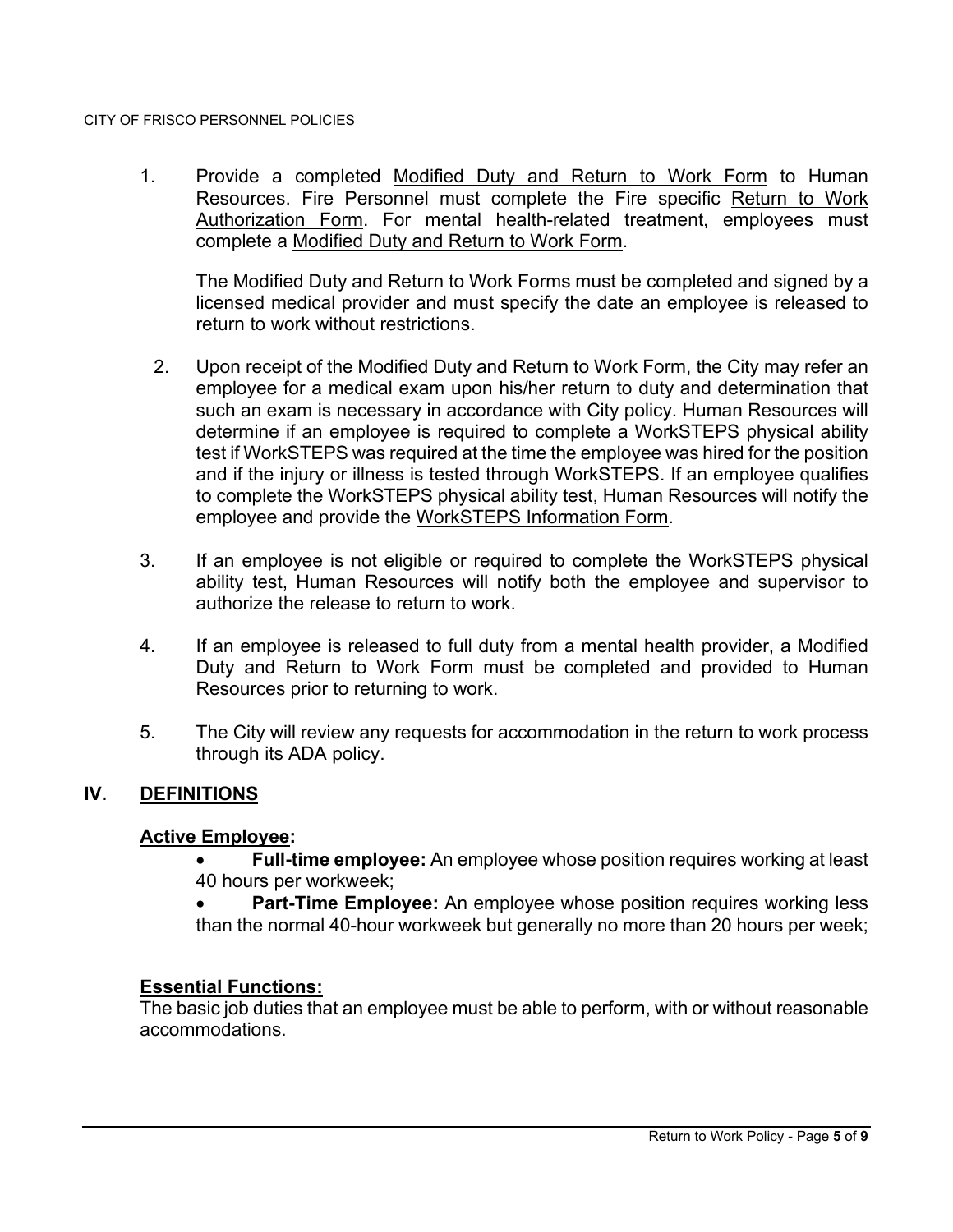1. Provide a completed Modified Duty and Return to Work Form to Human Resources. Fire Personnel must complete the Fire specific Return to Work Authorization Form. For mental health-related treatment, employees must complete a Modified Duty and Return to Work Form.

   The Modified Duty and Return to Work Forms must be completed and signed by a licensed medical provider and must specify the date an employee is released to return to work without restrictions.

2. Upon receipt of the Modified Duty and Return to Work Form, the City may refer an employee for a medical exam upon his/her return to duty and determination that such an exam is necessary in accordance with City policy. Human Resources will determine if an employee is required to complete a WorkSTEPS physical ability test if WorkSTEPS was required at the time the employee was hired for the position and if the injury or illness is tested through WorkSTEPS. If an employee qualifies to complete the WorkSTEPS physical ability test, Human Resources will notify the employee and provide the WorkSTEPS Information Form.

3. If an employee is not eligible or required to complete the WorkSTEPS physical ability test, Human Resources will notify both the employee and supervisor to authorize the release to return to work.

4. If an employee is released to full duty from a mental health provider, a Modified Duty and Return to Work Form must be completed and provided to Human Resources prior to returning to work.

5. The City will review any requests for accommodation in the return to work process through its ADA policy.

## IV. DEFINITIONS

**Active Employee:**

- **Full-time employee:** An employee whose position requires working at least 40 hours per workweek;
- **Part-Time Employee:** An employee whose position requires working less than the normal 40-hour workweek but generally no more than 20 hours per week;

**Essential Functions:**

The basic job duties that an employee must be able to perform, with or without reasonable accommodations.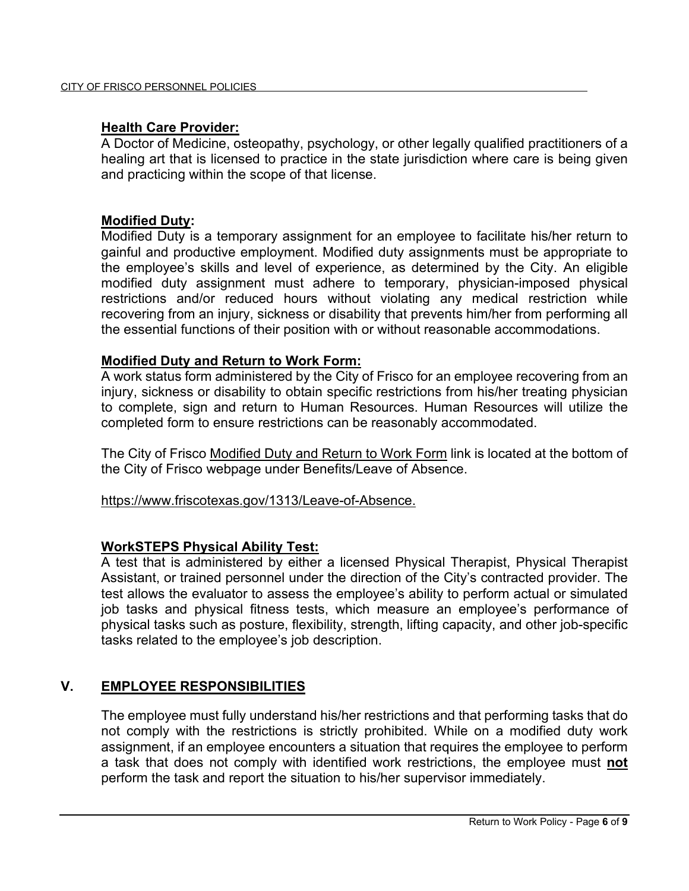**Health Care Provider:**
A Doctor of Medicine, osteopathy, psychology, or other legally qualified practitioners of a healing art that is licensed to practice in the state jurisdiction where care is being given and practicing within the scope of that license.

**Modified Duty:**
Modified Duty is a temporary assignment for an employee to facilitate his/her return to gainful and productive employment. Modified duty assignments must be appropriate to the employee's skills and level of experience, as determined by the City. An eligible modified duty assignment must adhere to temporary, physician-imposed physical restrictions and/or reduced hours without violating any medical restriction while recovering from an injury, sickness or disability that prevents him/her from performing all the essential functions of their position with or without reasonable accommodations.

**Modified Duty and Return to Work Form:**
A work status form administered by the City of Frisco for an employee recovering from an injury, sickness or disability to obtain specific restrictions from his/her treating physician to complete, sign and return to Human Resources. Human Resources will utilize the completed form to ensure restrictions can be reasonably accommodated.

The City of Frisco Modified Duty and Return to Work Form link is located at the bottom of the City of Frisco webpage under Benefits/Leave of Absence.

https://www.friscotexas.gov/1313/Leave-of-Absence.

**WorkSTEPS Physical Ability Test:**
A test that is administered by either a licensed Physical Therapist, Physical Therapist Assistant, or trained personnel under the direction of the City's contracted provider. The test allows the evaluator to assess the employee's ability to perform actual or simulated job tasks and physical fitness tests, which measure an employee's performance of physical tasks such as posture, flexibility, strength, lifting capacity, and other job-specific tasks related to the employee's job description.

## V. EMPLOYEE RESPONSIBILITIES

The employee must fully understand his/her restrictions and that performing tasks that do not comply with the restrictions is strictly prohibited. While on a modified duty work assignment, if an employee encounters a situation that requires the employee to perform a task that does not comply with identified work restrictions, the employee must **not** perform the task and report the situation to his/her supervisor immediately.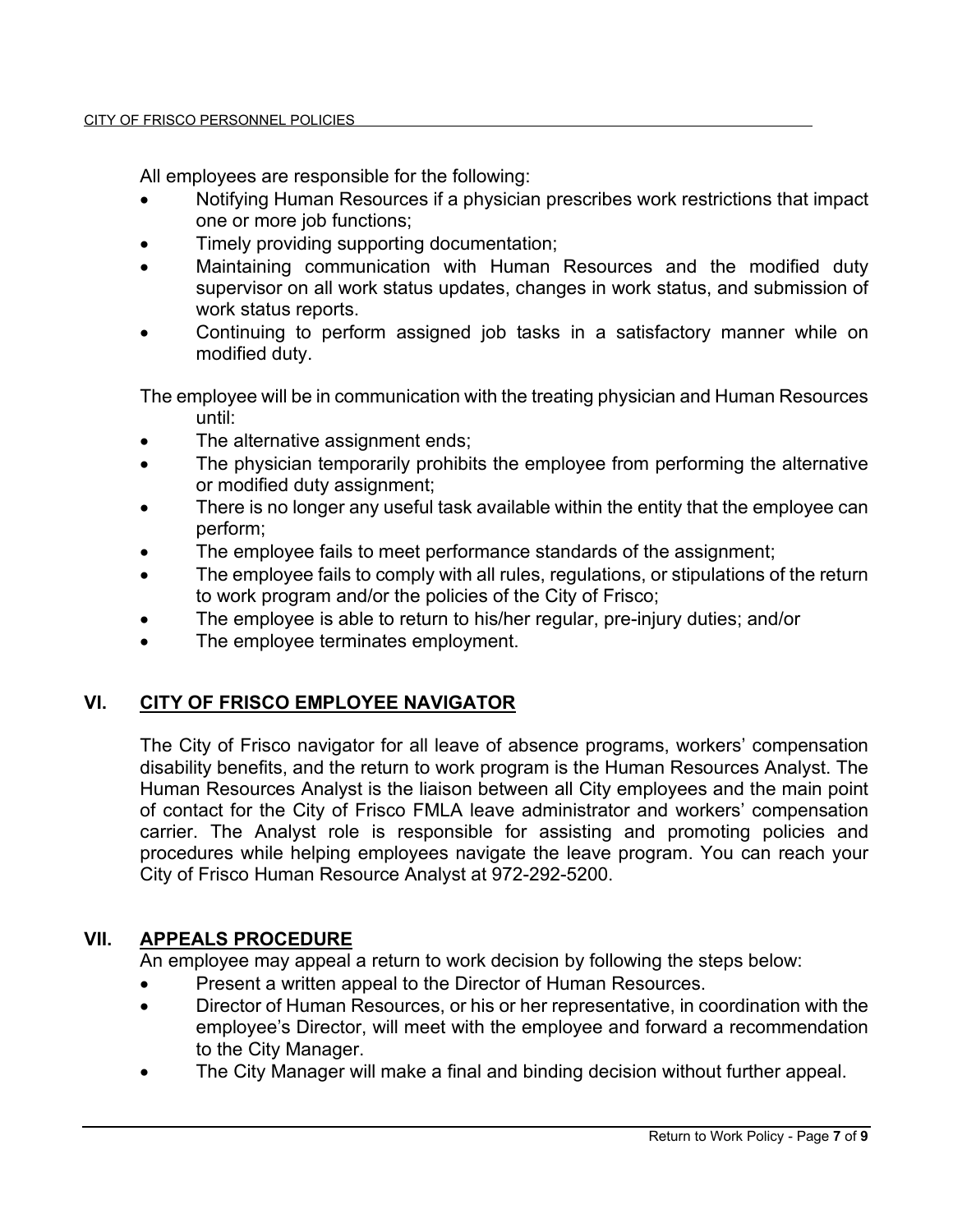All employees are responsible for the following:

- Notifying Human Resources if a physician prescribes work restrictions that impact one or more job functions;
- Timely providing supporting documentation;
- Maintaining communication with Human Resources and the modified duty supervisor on all work status updates, changes in work status, and submission of work status reports.
- Continuing to perform assigned job tasks in a satisfactory manner while on modified duty.

The employee will be in communication with the treating physician and Human Resources until:

- The alternative assignment ends;
- The physician temporarily prohibits the employee from performing the alternative or modified duty assignment;
- There is no longer any useful task available within the entity that the employee can perform;
- The employee fails to meet performance standards of the assignment;
- The employee fails to comply with all rules, regulations, or stipulations of the return to work program and/or the policies of the City of Frisco;
- The employee is able to return to his/her regular, pre-injury duties; and/or
- The employee terminates employment.

## VI. CITY OF FRISCO EMPLOYEE NAVIGATOR

The City of Frisco navigator for all leave of absence programs, workers' compensation disability benefits, and the return to work program is the Human Resources Analyst. The Human Resources Analyst is the liaison between all City employees and the main point of contact for the City of Frisco FMLA leave administrator and workers' compensation carrier. The Analyst role is responsible for assisting and promoting policies and procedures while helping employees navigate the leave program. You can reach your City of Frisco Human Resource Analyst at 972-292-5200.

## VII. APPEALS PROCEDURE

An employee may appeal a return to work decision by following the steps below:

- Present a written appeal to the Director of Human Resources.
- Director of Human Resources, or his or her representative, in coordination with the employee's Director, will meet with the employee and forward a recommendation to the City Manager.
- The City Manager will make a final and binding decision without further appeal.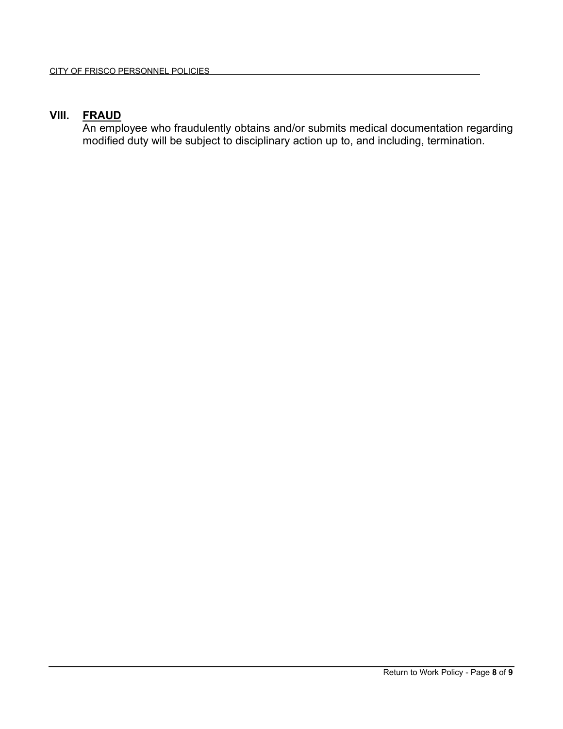## VIII. FRAUD

An employee who fraudulently obtains and/or submits medical documentation regarding modified duty will be subject to disciplinary action up to, and including, termination.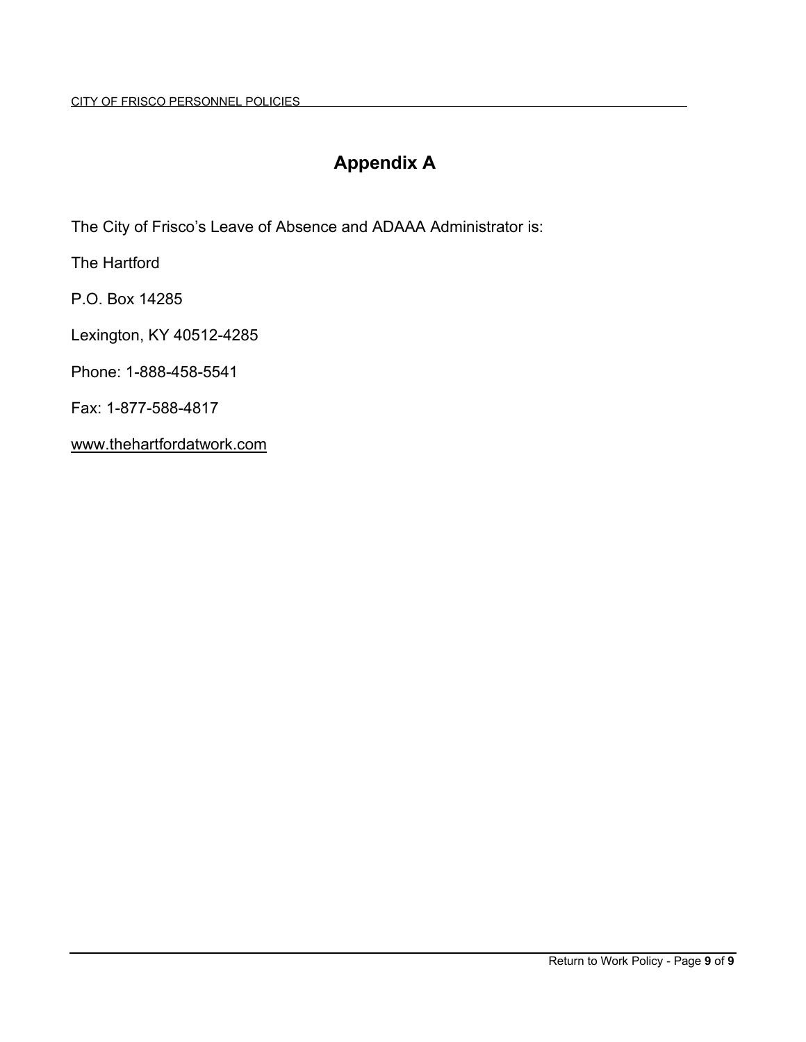# Appendix A

The City of Frisco's Leave of Absence and ADAAA Administrator is:

The Hartford

P.O. Box 14285

Lexington, KY 40512-4285

Phone: 1-888-458-5541

Fax: 1-877-588-4817

www.thehartfordatwork.com